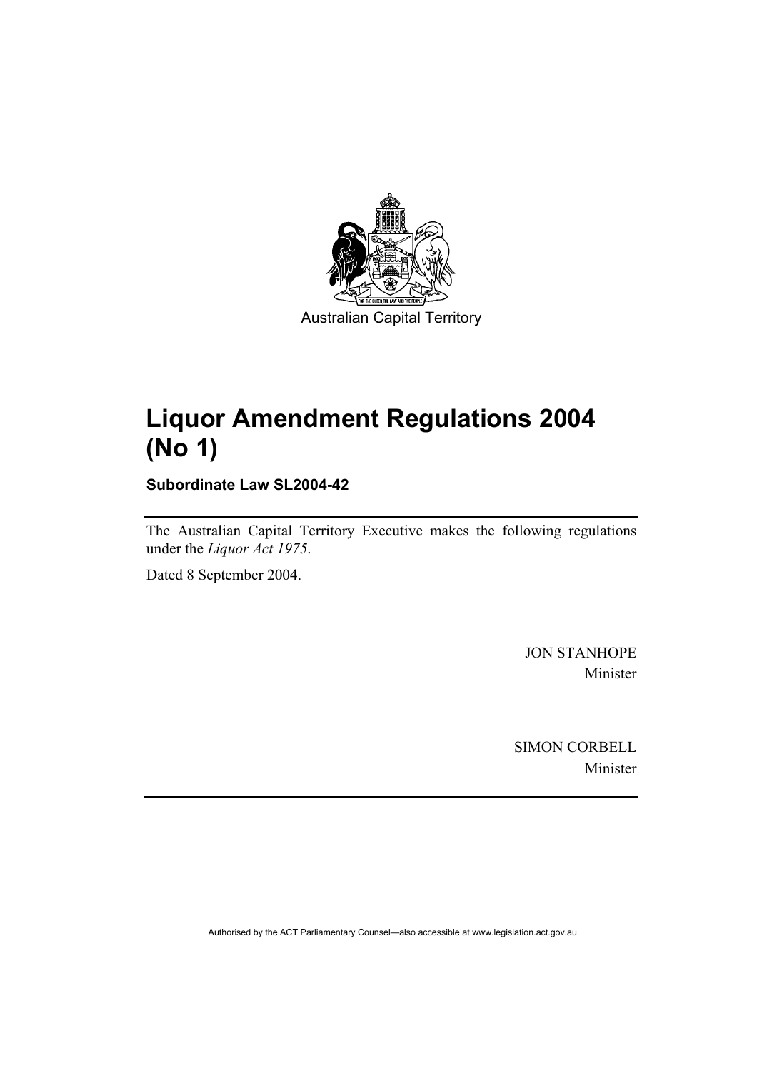Australian Capital Territory

# Liquor Amendment Regulations 2004 (No 1)

**Subordinate Law SL2004-42**

The Australian Capital Territory Executive makes the following regulations under the *Liquor Act 1975*.

Dated 8 September 2004.

JON STANHOPE
Minister

SIMON CORBELL
Minister

Authorised by the ACT Parliamentary Counsel—also accessible at www.legislation.act.gov.au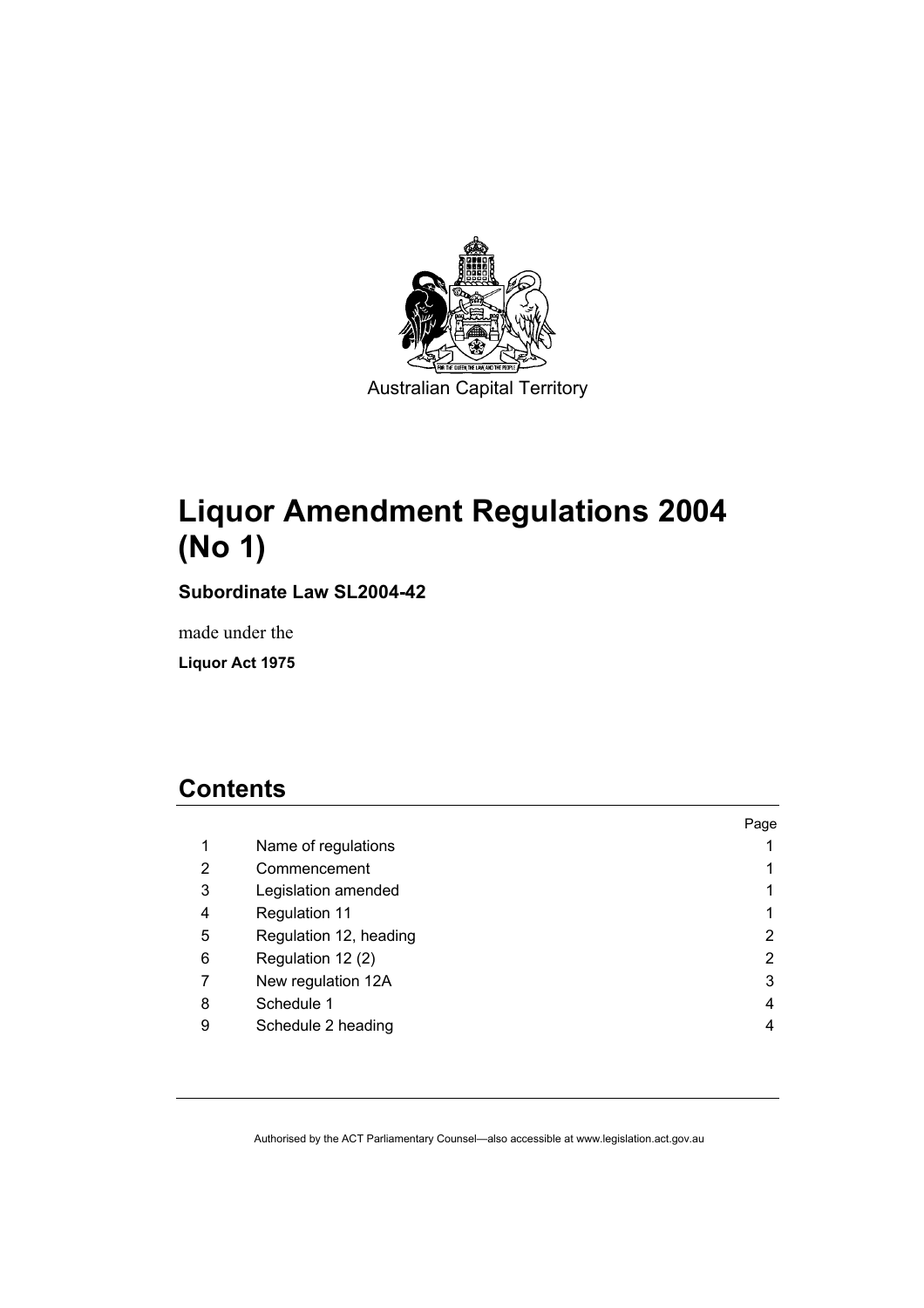Australian Capital Territory

# Liquor Amendment Regulations 2004 (No 1)

**Subordinate Law SL2004-42**

made under the

**Liquor Act 1975**

## Contents

| | | Page |
|---|---|---|
| 1 | Name of regulations | 1 |
| 2 | Commencement | 1 |
| 3 | Legislation amended | 1 |
| 4 | Regulation 11 | 1 |
| 5 | Regulation 12, heading | 2 |
| 6 | Regulation 12 (2) | 2 |
| 7 | New regulation 12A | 3 |
| 8 | Schedule 1 | 4 |
| 9 | Schedule 2 heading | 4 |

Authorised by the ACT Parliamentary Counsel—also accessible at www.legislation.act.gov.au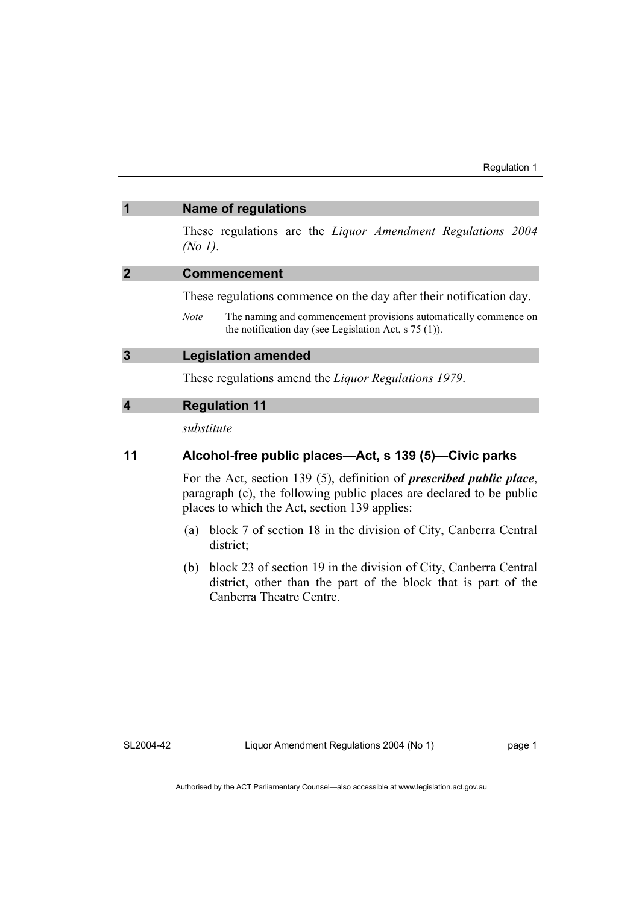## 1 Name of regulations

These regulations are the *Liquor Amendment Regulations 2004 (No 1)*.

## 2 Commencement

These regulations commence on the day after their notification day.

*Note* The naming and commencement provisions automatically commence on the notification day (see Legislation Act, s 75 (1)).

## 3 Legislation amended

These regulations amend the *Liquor Regulations 1979*.

## 4 Regulation 11

*substitute*

### 11 Alcohol-free public places—Act, s 139 (5)—Civic parks

For the Act, section 139 (5), definition of ***prescribed public place***, paragraph (c), the following public places are declared to be public places to which the Act, section 139 applies:

(a) block 7 of section 18 in the division of City, Canberra Central district;

(b) block 23 of section 19 in the division of City, Canberra Central district, other than the part of the block that is part of the Canberra Theatre Centre.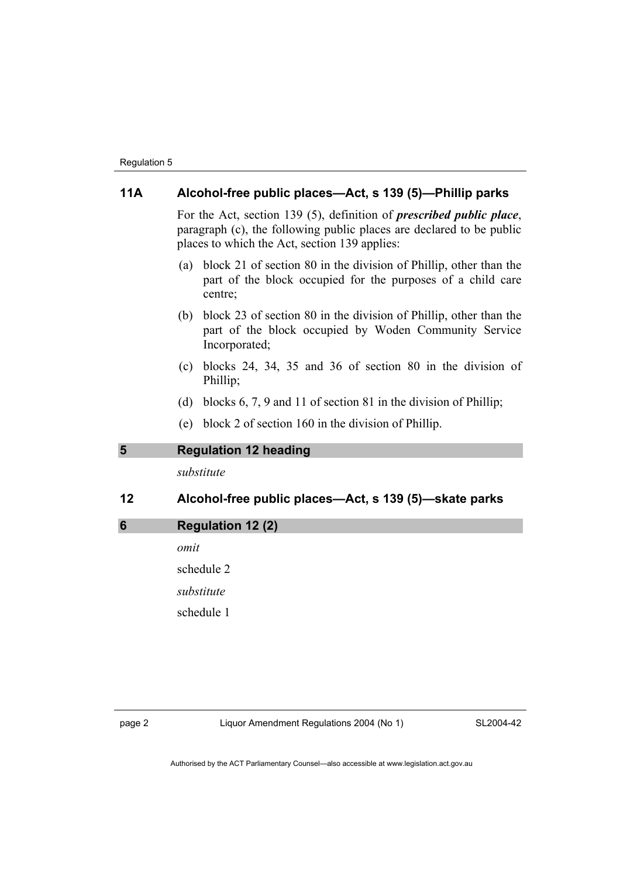### 11A Alcohol-free public places—Act, s 139 (5)—Phillip parks

For the Act, section 139 (5), definition of ***prescribed public place***, paragraph (c), the following public places are declared to be public places to which the Act, section 139 applies:

(a) block 21 of section 80 in the division of Phillip, other than the part of the block occupied for the purposes of a child care centre;

(b) block 23 of section 80 in the division of Phillip, other than the part of the block occupied by Woden Community Service Incorporated;

(c) blocks 24, 34, 35 and 36 of section 80 in the division of Phillip;

(d) blocks 6, 7, 9 and 11 of section 81 in the division of Phillip;

(e) block 2 of section 160 in the division of Phillip.

## 5 Regulation 12 heading

*substitute*

### 12 Alcohol-free public places—Act, s 139 (5)—skate parks

## 6 Regulation 12 (2)

*omit*

schedule 2

*substitute*

schedule 1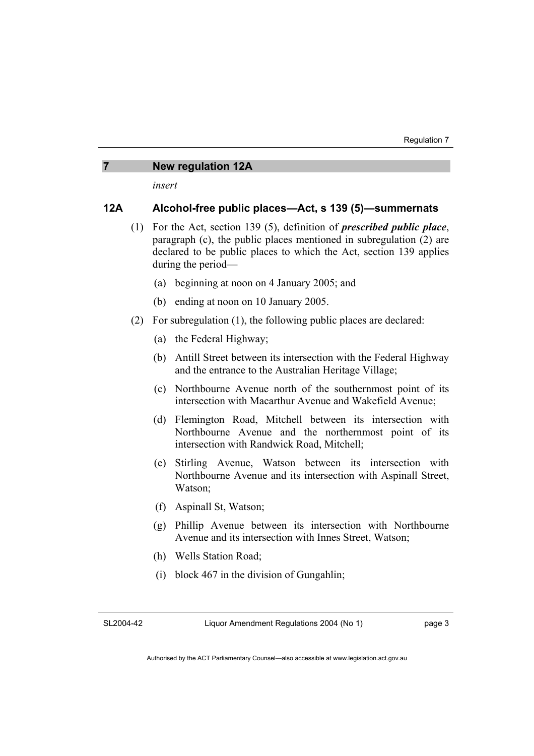## 7 New regulation 12A

*insert*

### 12A Alcohol-free public places—Act, s 139 (5)—summernats

(1) For the Act, section 139 (5), definition of ***prescribed public place***, paragraph (c), the public places mentioned in subregulation (2) are declared to be public places to which the Act, section 139 applies during the period—

(a) beginning at noon on 4 January 2005; and

(b) ending at noon on 10 January 2005.

(2) For subregulation (1), the following public places are declared:

(a) the Federal Highway;

(b) Antill Street between its intersection with the Federal Highway and the entrance to the Australian Heritage Village;

(c) Northbourne Avenue north of the southernmost point of its intersection with Macarthur Avenue and Wakefield Avenue;

(d) Flemington Road, Mitchell between its intersection with Northbourne Avenue and the northernmost point of its intersection with Randwick Road, Mitchell;

(e) Stirling Avenue, Watson between its intersection with Northbourne Avenue and its intersection with Aspinall Street, Watson;

(f) Aspinall St, Watson;

(g) Phillip Avenue between its intersection with Northbourne Avenue and its intersection with Innes Street, Watson;

(h) Wells Station Road;

(i) block 467 in the division of Gungahlin;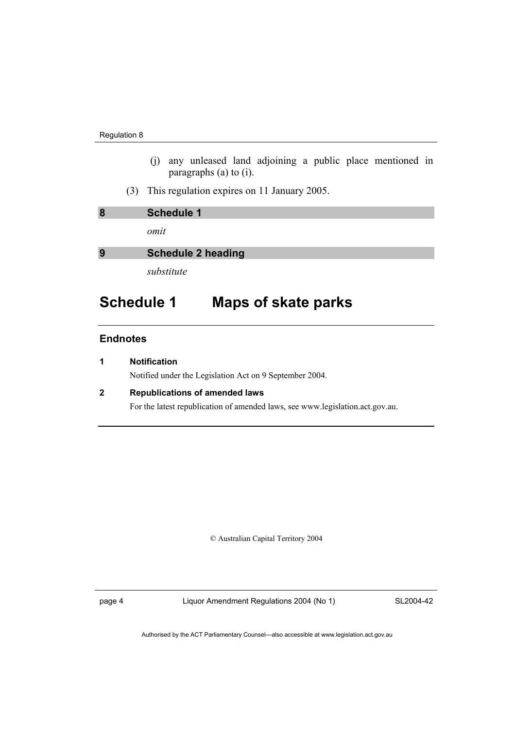(j) any unleased land adjoining a public place mentioned in paragraphs (a) to (i).

(3) This regulation expires on 11 January 2005.

## 8 Schedule 1

*omit*

## 9 Schedule 2 heading

*substitute*

# Schedule 1 Maps of skate parks

## Endnotes

**1 Notification**

Notified under the Legislation Act on 9 September 2004.

**2 Republications of amended laws**

For the latest republication of amended laws, see www.legislation.act.gov.au.

© Australian Capital Territory 2004